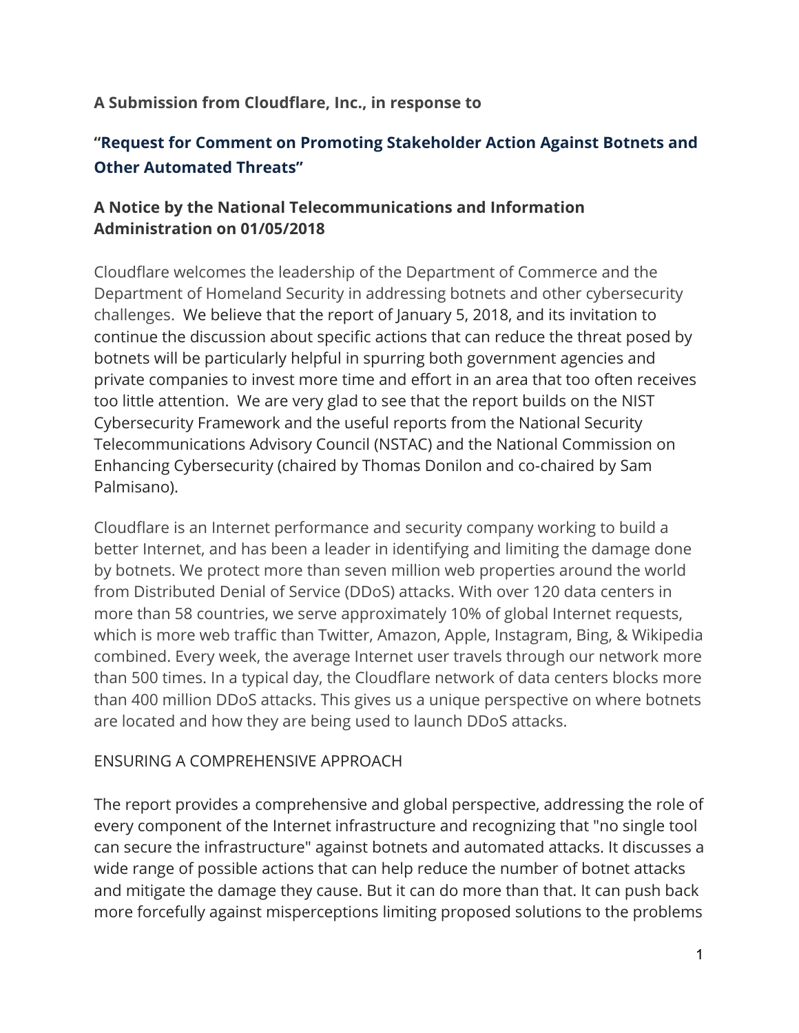**A Submission from Cloudflare, Inc., in response to**

## "Request for Comment on Promoting Stakeholder Action Against Botnets and Other Automated Threats"

### A Notice by the National Telecommunications and Information Administration on 01/05/2018

Cloudflare welcomes the leadership of the Department of Commerce and the Department of Homeland Security in addressing botnets and other cybersecurity challenges. We believe that the report of January 5, 2018, and its invitation to continue the discussion about specific actions that can reduce the threat posed by botnets will be particularly helpful in spurring both government agencies and private companies to invest more time and effort in an area that too often receives too little attention. We are very glad to see that the report builds on the NIST Cybersecurity Framework and the useful reports from the National Security Telecommunications Advisory Council (NSTAC) and the National Commission on Enhancing Cybersecurity (chaired by Thomas Donilon and co-chaired by Sam Palmisano).

Cloudflare is an Internet performance and security company working to build a better Internet, and has been a leader in identifying and limiting the damage done by botnets. We protect more than seven million web properties around the world from Distributed Denial of Service (DDoS) attacks. With over 120 data centers in more than 58 countries, we serve approximately 10% of global Internet requests, which is more web traffic than Twitter, Amazon, Apple, Instagram, Bing, & Wikipedia combined. Every week, the average Internet user travels through our network more than 500 times. In a typical day, the Cloudflare network of data centers blocks more than 400 million DDoS attacks. This gives us a unique perspective on where botnets are located and how they are being used to launch DDoS attacks.

ENSURING A COMPREHENSIVE APPROACH

The report provides a comprehensive and global perspective, addressing the role of every component of the Internet infrastructure and recognizing that "no single tool can secure the infrastructure" against botnets and automated attacks. It discusses a wide range of possible actions that can help reduce the number of botnet attacks and mitigate the damage they cause. But it can do more than that. It can push back more forcefully against misperceptions limiting proposed solutions to the problems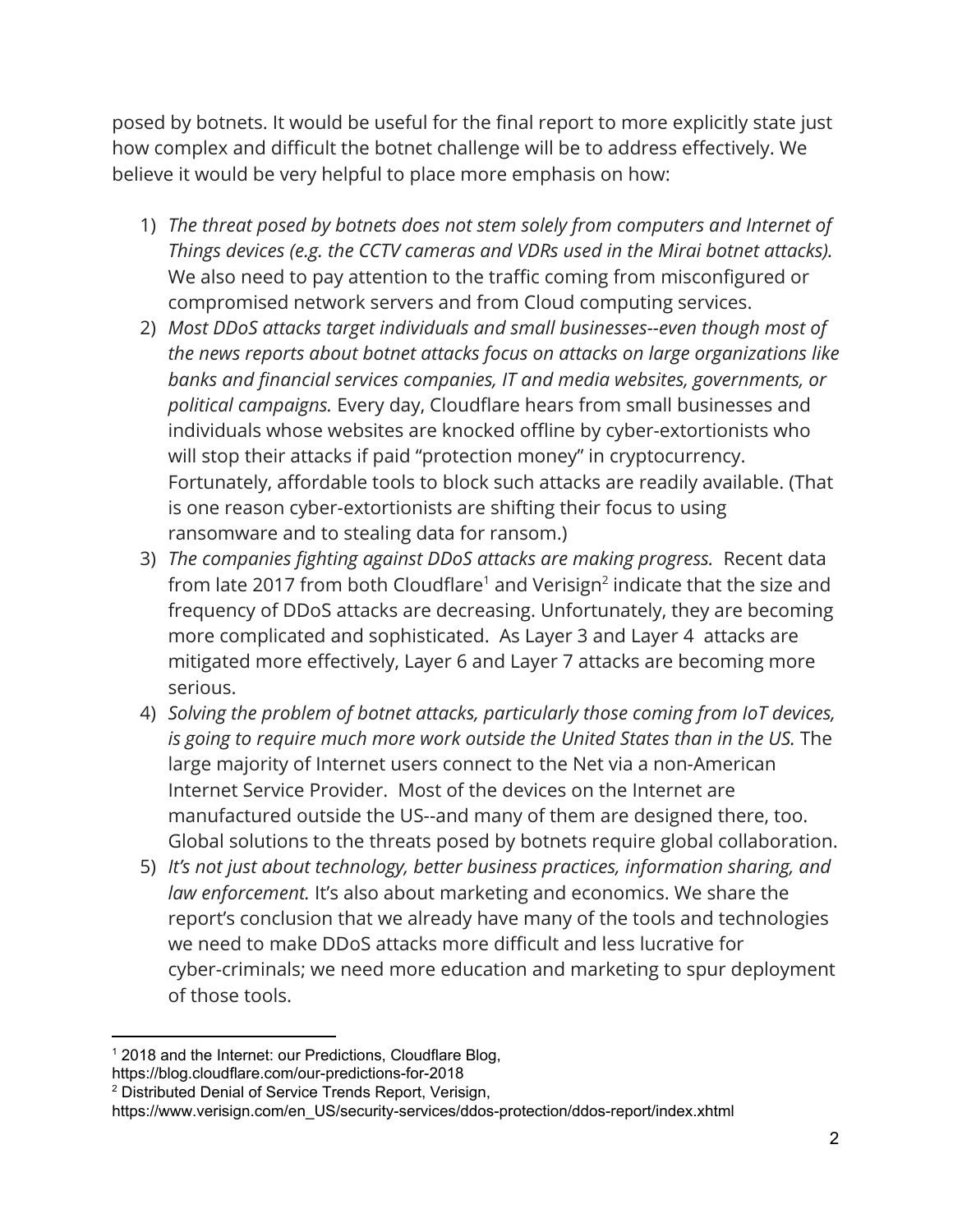posed by botnets. It would be useful for the final report to more explicitly state just how complex and difficult the botnet challenge will be to address effectively. We believe it would be very helpful to place more emphasis on how:

1) *The threat posed by botnets does not stem solely from computers and Internet of Things devices (e.g. the CCTV cameras and VDRs used in the Mirai botnet attacks).* We also need to pay attention to the traffic coming from misconfigured or compromised network servers and from Cloud computing services.
2) *Most DDoS attacks target individuals and small businesses--even though most of the news reports about botnet attacks focus on attacks on large organizations like banks and financial services companies, IT and media websites, governments, or political campaigns.* Every day, Cloudflare hears from small businesses and individuals whose websites are knocked offline by cyber-extortionists who will stop their attacks if paid "protection money" in cryptocurrency. Fortunately, affordable tools to block such attacks are readily available. (That is one reason cyber-extortionists are shifting their focus to using ransomware and to stealing data for ransom.)
3) *The companies fighting against DDoS attacks are making progress.* Recent data from late 2017 from both Cloudflare[1] and Verisign[2] indicate that the size and frequency of DDoS attacks are decreasing. Unfortunately, they are becoming more complicated and sophisticated. As Layer 3 and Layer 4 attacks are mitigated more effectively, Layer 6 and Layer 7 attacks are becoming more serious.
4) *Solving the problem of botnet attacks, particularly those coming from IoT devices, is going to require much more work outside the United States than in the US.* The large majority of Internet users connect to the Net via a non-American Internet Service Provider. Most of the devices on the Internet are manufactured outside the US--and many of them are designed there, too. Global solutions to the threats posed by botnets require global collaboration.
5) *It's not just about technology, better business practices, information sharing, and law enforcement.* It's also about marketing and economics. We share the report's conclusion that we already have many of the tools and technologies we need to make DDoS attacks more difficult and less lucrative for cyber-criminals; we need more education and marketing to spur deployment of those tools.

---

[1] 2018 and the Internet: our Predictions, Cloudflare Blog, https://blog.cloudflare.com/our-predictions-for-2018

[2] Distributed Denial of Service Trends Report, Verisign, https://www.verisign.com/en_US/security-services/ddos-protection/ddos-report/index.xhtml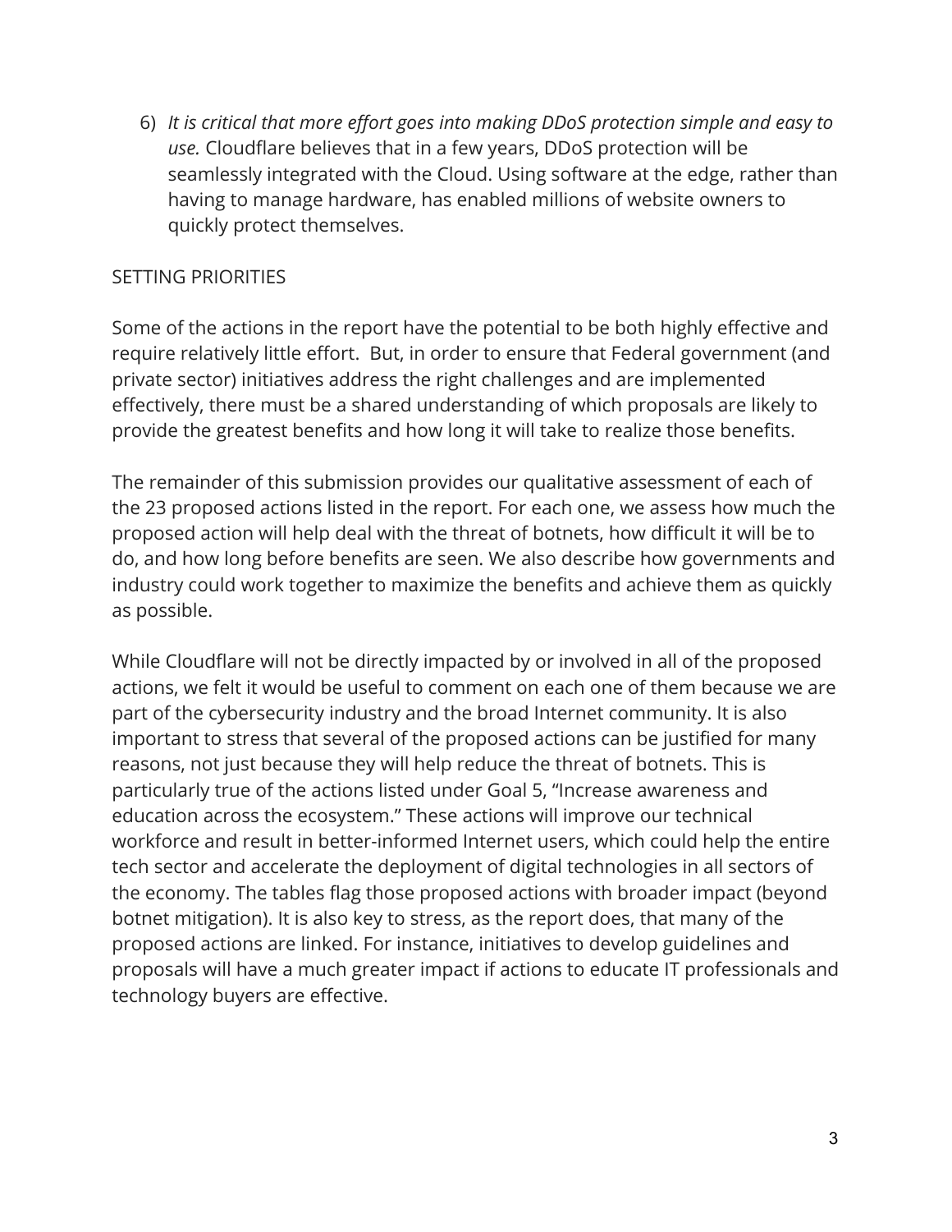6) *It is critical that more effort goes into making DDoS protection simple and easy to use.* Cloudflare believes that in a few years, DDoS protection will be seamlessly integrated with the Cloud. Using software at the edge, rather than having to manage hardware, has enabled millions of website owners to quickly protect themselves.

## SETTING PRIORITIES

Some of the actions in the report have the potential to be both highly effective and require relatively little effort. But, in order to ensure that Federal government (and private sector) initiatives address the right challenges and are implemented effectively, there must be a shared understanding of which proposals are likely to provide the greatest benefits and how long it will take to realize those benefits.

The remainder of this submission provides our qualitative assessment of each of the 23 proposed actions listed in the report. For each one, we assess how much the proposed action will help deal with the threat of botnets, how difficult it will be to do, and how long before benefits are seen. We also describe how governments and industry could work together to maximize the benefits and achieve them as quickly as possible.

While Cloudflare will not be directly impacted by or involved in all of the proposed actions, we felt it would be useful to comment on each one of them because we are part of the cybersecurity industry and the broad Internet community. It is also important to stress that several of the proposed actions can be justified for many reasons, not just because they will help reduce the threat of botnets. This is particularly true of the actions listed under Goal 5, "Increase awareness and education across the ecosystem." These actions will improve our technical workforce and result in better-informed Internet users, which could help the entire tech sector and accelerate the deployment of digital technologies in all sectors of the economy. The tables flag those proposed actions with broader impact (beyond botnet mitigation). It is also key to stress, as the report does, that many of the proposed actions are linked. For instance, initiatives to develop guidelines and proposals will have a much greater impact if actions to educate IT professionals and technology buyers are effective.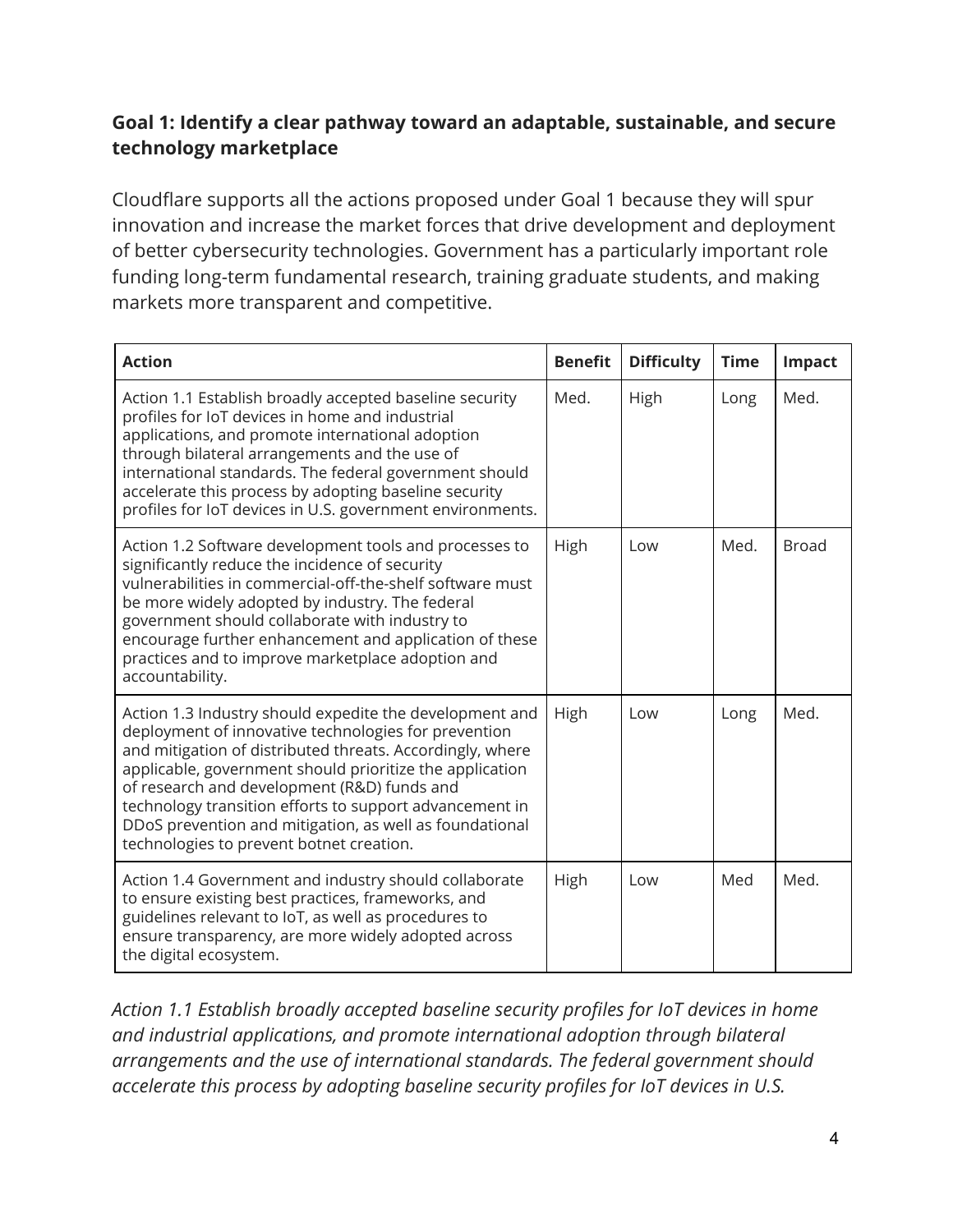### Goal 1: Identify a clear pathway toward an adaptable, sustainable, and secure technology marketplace

Cloudflare supports all the actions proposed under Goal 1 because they will spur innovation and increase the market forces that drive development and deployment of better cybersecurity technologies. Government has a particularly important role funding long-term fundamental research, training graduate students, and making markets more transparent and competitive.

| Action | Benefit | Difficulty | Time | Impact |
|---|---|---|---|---|
| Action 1.1 Establish broadly accepted baseline security profiles for IoT devices in home and industrial applications, and promote international adoption through bilateral arrangements and the use of international standards. The federal government should accelerate this process by adopting baseline security profiles for IoT devices in U.S. government environments. | Med. | High | Long | Med. |
| Action 1.2 Software development tools and processes to significantly reduce the incidence of security vulnerabilities in commercial-off-the-shelf software must be more widely adopted by industry. The federal government should collaborate with industry to encourage further enhancement and application of these practices and to improve marketplace adoption and accountability. | High | Low | Med. | Broad |
| Action 1.3 Industry should expedite the development and deployment of innovative technologies for prevention and mitigation of distributed threats. Accordingly, where applicable, government should prioritize the application of research and development (R&D) funds and technology transition efforts to support advancement in DDoS prevention and mitigation, as well as foundational technologies to prevent botnet creation. | High | Low | Long | Med. |
| Action 1.4 Government and industry should collaborate to ensure existing best practices, frameworks, and guidelines relevant to IoT, as well as procedures to ensure transparency, are more widely adopted across the digital ecosystem. | High | Low | Med | Med. |

*Action 1.1 Establish broadly accepted baseline security profiles for IoT devices in home and industrial applications, and promote international adoption through bilateral arrangements and the use of international standards. The federal government should accelerate this process by adopting baseline security profiles for IoT devices in U.S.*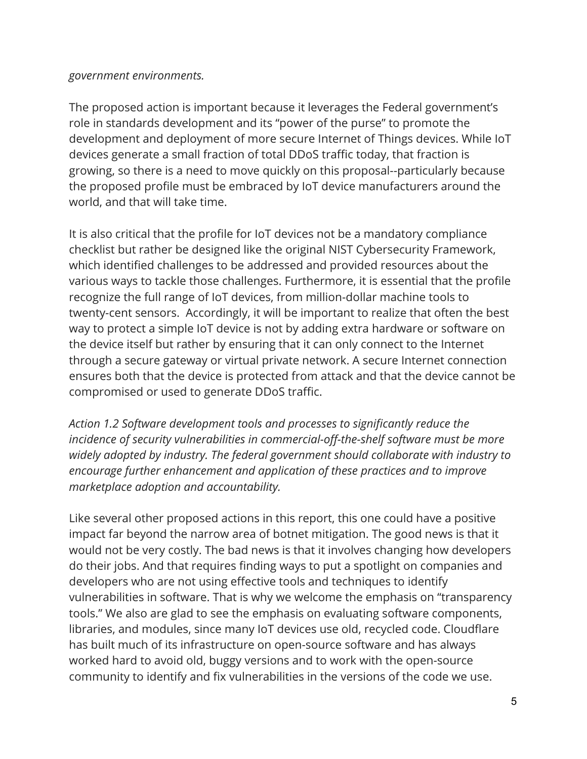*government environments.*

The proposed action is important because it leverages the Federal government's role in standards development and its "power of the purse" to promote the development and deployment of more secure Internet of Things devices. While IoT devices generate a small fraction of total DDoS traffic today, that fraction is growing, so there is a need to move quickly on this proposal--particularly because the proposed profile must be embraced by IoT device manufacturers around the world, and that will take time.

It is also critical that the profile for IoT devices not be a mandatory compliance checklist but rather be designed like the original NIST Cybersecurity Framework, which identified challenges to be addressed and provided resources about the various ways to tackle those challenges. Furthermore, it is essential that the profile recognize the full range of IoT devices, from million-dollar machine tools to twenty-cent sensors. Accordingly, it will be important to realize that often the best way to protect a simple IoT device is not by adding extra hardware or software on the device itself but rather by ensuring that it can only connect to the Internet through a secure gateway or virtual private network. A secure Internet connection ensures both that the device is protected from attack and that the device cannot be compromised or used to generate DDoS traffic.

*Action 1.2 Software development tools and processes to significantly reduce the incidence of security vulnerabilities in commercial-off-the-shelf software must be more widely adopted by industry. The federal government should collaborate with industry to encourage further enhancement and application of these practices and to improve marketplace adoption and accountability.*

Like several other proposed actions in this report, this one could have a positive impact far beyond the narrow area of botnet mitigation. The good news is that it would not be very costly. The bad news is that it involves changing how developers do their jobs. And that requires finding ways to put a spotlight on companies and developers who are not using effective tools and techniques to identify vulnerabilities in software. That is why we welcome the emphasis on "transparency tools." We also are glad to see the emphasis on evaluating software components, libraries, and modules, since many IoT devices use old, recycled code. Cloudflare has built much of its infrastructure on open-source software and has always worked hard to avoid old, buggy versions and to work with the open-source community to identify and fix vulnerabilities in the versions of the code we use.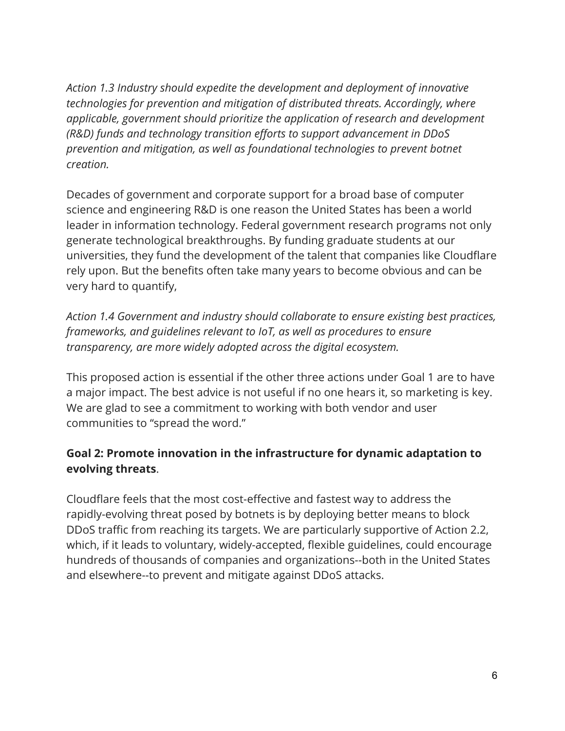*Action 1.3 Industry should expedite the development and deployment of innovative technologies for prevention and mitigation of distributed threats. Accordingly, where applicable, government should prioritize the application of research and development (R&D) funds and technology transition efforts to support advancement in DDoS prevention and mitigation, as well as foundational technologies to prevent botnet creation.*

Decades of government and corporate support for a broad base of computer science and engineering R&D is one reason the United States has been a world leader in information technology. Federal government research programs not only generate technological breakthroughs. By funding graduate students at our universities, they fund the development of the talent that companies like Cloudflare rely upon. But the benefits often take many years to become obvious and can be very hard to quantify,

*Action 1.4 Government and industry should collaborate to ensure existing best practices, frameworks, and guidelines relevant to IoT, as well as procedures to ensure transparency, are more widely adopted across the digital ecosystem.*

This proposed action is essential if the other three actions under Goal 1 are to have a major impact. The best advice is not useful if no one hears it, so marketing is key. We are glad to see a commitment to working with both vendor and user communities to "spread the word."

**Goal 2: Promote innovation in the infrastructure for dynamic adaptation to evolving threats**.

Cloudflare feels that the most cost-effective and fastest way to address the rapidly-evolving threat posed by botnets is by deploying better means to block DDoS traffic from reaching its targets. We are particularly supportive of Action 2.2, which, if it leads to voluntary, widely-accepted, flexible guidelines, could encourage hundreds of thousands of companies and organizations--both in the United States and elsewhere--to prevent and mitigate against DDoS attacks.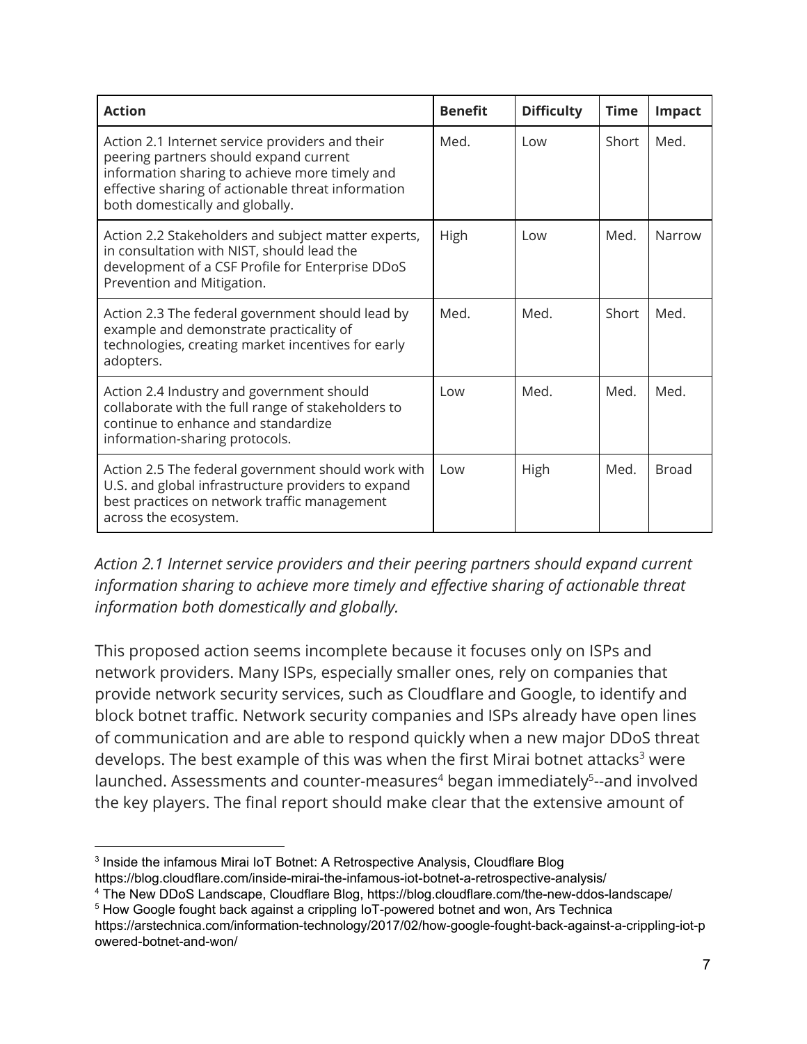| Action | Benefit | Difficulty | Time | Impact |
|---|---|---|---|---|
| Action 2.1 Internet service providers and their peering partners should expand current information sharing to achieve more timely and effective sharing of actionable threat information both domestically and globally. | Med. | Low | Short | Med. |
| Action 2.2 Stakeholders and subject matter experts, in consultation with NIST, should lead the development of a CSF Profile for Enterprise DDoS Prevention and Mitigation. | High | Low | Med. | Narrow |
| Action 2.3 The federal government should lead by example and demonstrate practicality of technologies, creating market incentives for early adopters. | Med. | Med. | Short | Med. |
| Action 2.4 Industry and government should collaborate with the full range of stakeholders to continue to enhance and standardize information-sharing protocols. | Low | Med. | Med. | Med. |
| Action 2.5 The federal government should work with U.S. and global infrastructure providers to expand best practices on network traffic management across the ecosystem. | Low | High | Med. | Broad |

*Action 2.1 Internet service providers and their peering partners should expand current information sharing to achieve more timely and effective sharing of actionable threat information both domestically and globally.*

This proposed action seems incomplete because it focuses only on ISPs and network providers. Many ISPs, especially smaller ones, rely on companies that provide network security services, such as Cloudflare and Google, to identify and block botnet traffic. Network security companies and ISPs already have open lines of communication and are able to respond quickly when a new major DDoS threat develops. The best example of this was when the first Mirai botnet attacks[3] were launched. Assessments and counter-measures[4] began immediately[5]--and involved the key players. The final report should make clear that the extensive amount of

[3] Inside the infamous Mirai IoT Botnet: A Retrospective Analysis, Cloudflare Blog https://blog.cloudflare.com/inside-mirai-the-infamous-iot-botnet-a-retrospective-analysis/

[4] The New DDoS Landscape, Cloudflare Blog, https://blog.cloudflare.com/the-new-ddos-landscape/

[5] How Google fought back against a crippling IoT-powered botnet and won, Ars Technica https://arstechnica.com/information-technology/2017/02/how-google-fought-back-against-a-crippling-iot-powered-botnet-and-won/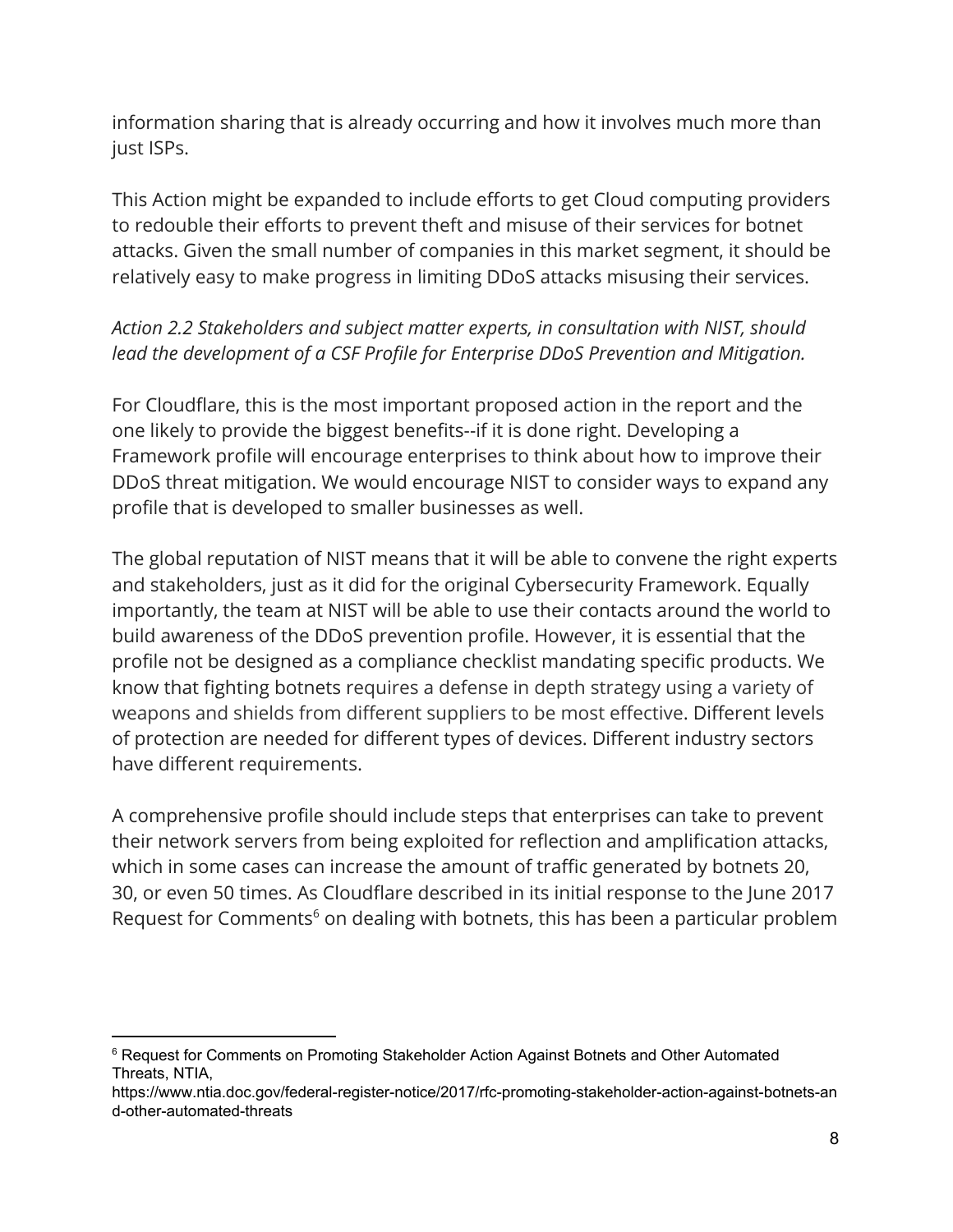information sharing that is already occurring and how it involves much more than just ISPs.

This Action might be expanded to include efforts to get Cloud computing providers to redouble their efforts to prevent theft and misuse of their services for botnet attacks. Given the small number of companies in this market segment, it should be relatively easy to make progress in limiting DDoS attacks misusing their services.

*Action 2.2 Stakeholders and subject matter experts, in consultation with NIST, should lead the development of a CSF Profile for Enterprise DDoS Prevention and Mitigation.*

For Cloudflare, this is the most important proposed action in the report and the one likely to provide the biggest benefits--if it is done right. Developing a Framework profile will encourage enterprises to think about how to improve their DDoS threat mitigation. We would encourage NIST to consider ways to expand any profile that is developed to smaller businesses as well.

The global reputation of NIST means that it will be able to convene the right experts and stakeholders, just as it did for the original Cybersecurity Framework. Equally importantly, the team at NIST will be able to use their contacts around the world to build awareness of the DDoS prevention profile. However, it is essential that the profile not be designed as a compliance checklist mandating specific products. We know that fighting botnets requires a defense in depth strategy using a variety of weapons and shields from different suppliers to be most effective. Different levels of protection are needed for different types of devices. Different industry sectors have different requirements.

A comprehensive profile should include steps that enterprises can take to prevent their network servers from being exploited for reflection and amplification attacks, which in some cases can increase the amount of traffic generated by botnets 20, 30, or even 50 times. As Cloudflare described in its initial response to the June 2017 Request for Comments[6] on dealing with botnets, this has been a particular problem

[6] Request for Comments on Promoting Stakeholder Action Against Botnets and Other Automated Threats, NTIA, https://www.ntia.doc.gov/federal-register-notice/2017/rfc-promoting-stakeholder-action-against-botnets-and-other-automated-threats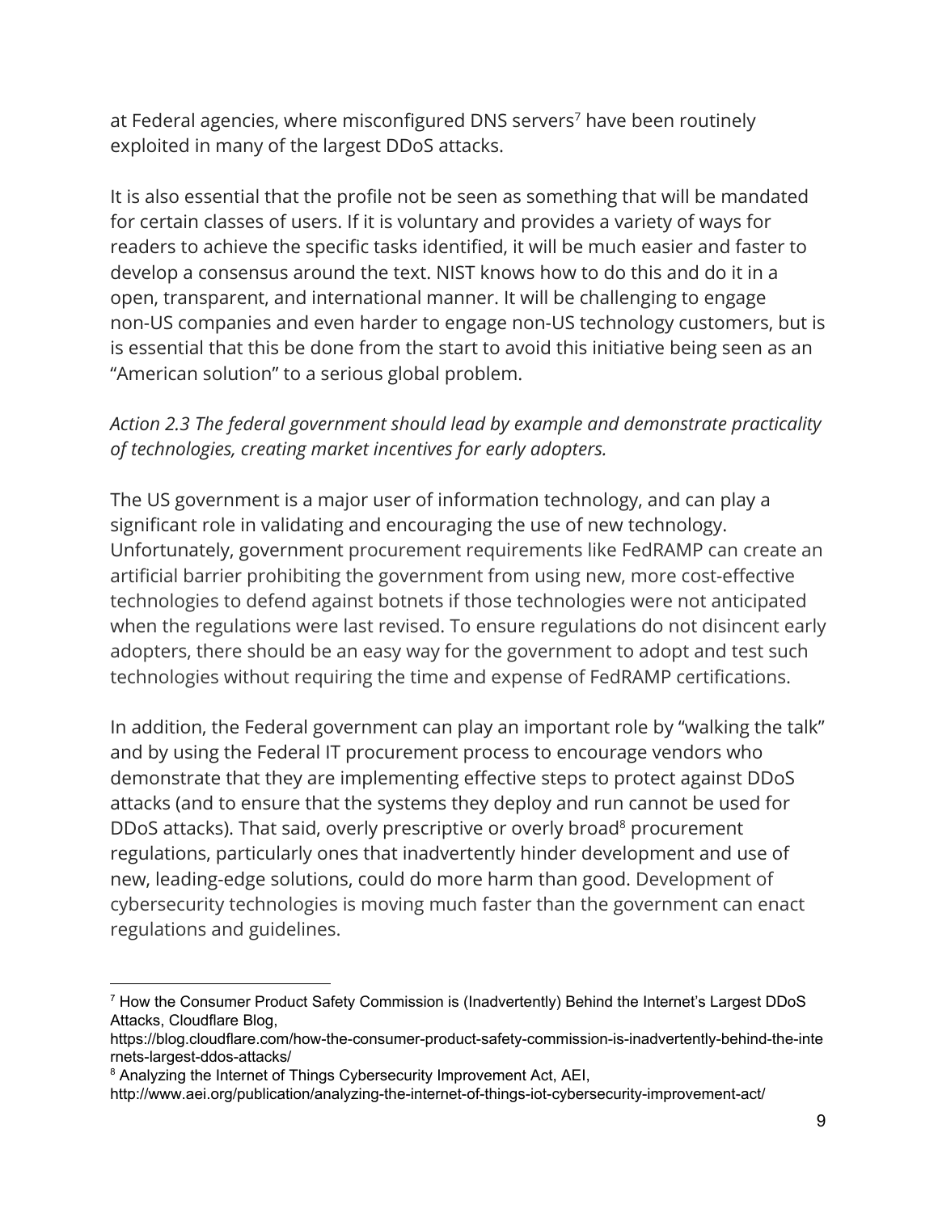at Federal agencies, where misconfigured DNS servers[7] have been routinely exploited in many of the largest DDoS attacks.

It is also essential that the profile not be seen as something that will be mandated for certain classes of users. If it is voluntary and provides a variety of ways for readers to achieve the specific tasks identified, it will be much easier and faster to develop a consensus around the text. NIST knows how to do this and do it in a open, transparent, and international manner. It will be challenging to engage non-US companies and even harder to engage non-US technology customers, but is is essential that this be done from the start to avoid this initiative being seen as an "American solution" to a serious global problem.

*Action 2.3 The federal government should lead by example and demonstrate practicality of technologies, creating market incentives for early adopters.*

The US government is a major user of information technology, and can play a significant role in validating and encouraging the use of new technology. Unfortunately, government procurement requirements like FedRAMP can create an artificial barrier prohibiting the government from using new, more cost-effective technologies to defend against botnets if those technologies were not anticipated when the regulations were last revised. To ensure regulations do not disincent early adopters, there should be an easy way for the government to adopt and test such technologies without requiring the time and expense of FedRAMP certifications.

In addition, the Federal government can play an important role by "walking the talk" and by using the Federal IT procurement process to encourage vendors who demonstrate that they are implementing effective steps to protect against DDoS attacks (and to ensure that the systems they deploy and run cannot be used for DDoS attacks). That said, overly prescriptive or overly broad[8] procurement regulations, particularly ones that inadvertently hinder development and use of new, leading-edge solutions, could do more harm than good. Development of cybersecurity technologies is moving much faster than the government can enact regulations and guidelines.

---

[7] How the Consumer Product Safety Commission is (Inadvertently) Behind the Internet's Largest DDoS Attacks, Cloudflare Blog, https://blog.cloudflare.com/how-the-consumer-product-safety-commission-is-inadvertently-behind-the-internets-largest-ddos-attacks/

[8] Analyzing the Internet of Things Cybersecurity Improvement Act, AEI, http://www.aei.org/publication/analyzing-the-internet-of-things-iot-cybersecurity-improvement-act/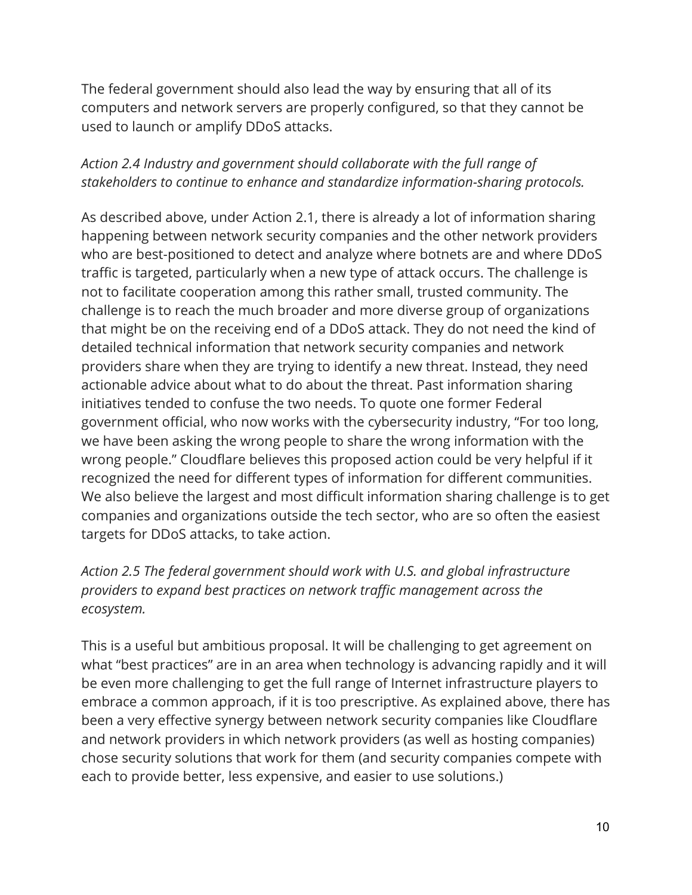The federal government should also lead the way by ensuring that all of its computers and network servers are properly configured, so that they cannot be used to launch or amplify DDoS attacks.

*Action 2.4 Industry and government should collaborate with the full range of stakeholders to continue to enhance and standardize information-sharing protocols.*

As described above, under Action 2.1, there is already a lot of information sharing happening between network security companies and the other network providers who are best-positioned to detect and analyze where botnets are and where DDoS traffic is targeted, particularly when a new type of attack occurs. The challenge is not to facilitate cooperation among this rather small, trusted community. The challenge is to reach the much broader and more diverse group of organizations that might be on the receiving end of a DDoS attack. They do not need the kind of detailed technical information that network security companies and network providers share when they are trying to identify a new threat. Instead, they need actionable advice about what to do about the threat. Past information sharing initiatives tended to confuse the two needs. To quote one former Federal government official, who now works with the cybersecurity industry, "For too long, we have been asking the wrong people to share the wrong information with the wrong people." Cloudflare believes this proposed action could be very helpful if it recognized the need for different types of information for different communities. We also believe the largest and most difficult information sharing challenge is to get companies and organizations outside the tech sector, who are so often the easiest targets for DDoS attacks, to take action.

*Action 2.5 The federal government should work with U.S. and global infrastructure providers to expand best practices on network traffic management across the ecosystem.*

This is a useful but ambitious proposal. It will be challenging to get agreement on what "best practices" are in an area when technology is advancing rapidly and it will be even more challenging to get the full range of Internet infrastructure players to embrace a common approach, if it is too prescriptive. As explained above, there has been a very effective synergy between network security companies like Cloudflare and network providers in which network providers (as well as hosting companies) chose security solutions that work for them (and security companies compete with each to provide better, less expensive, and easier to use solutions.)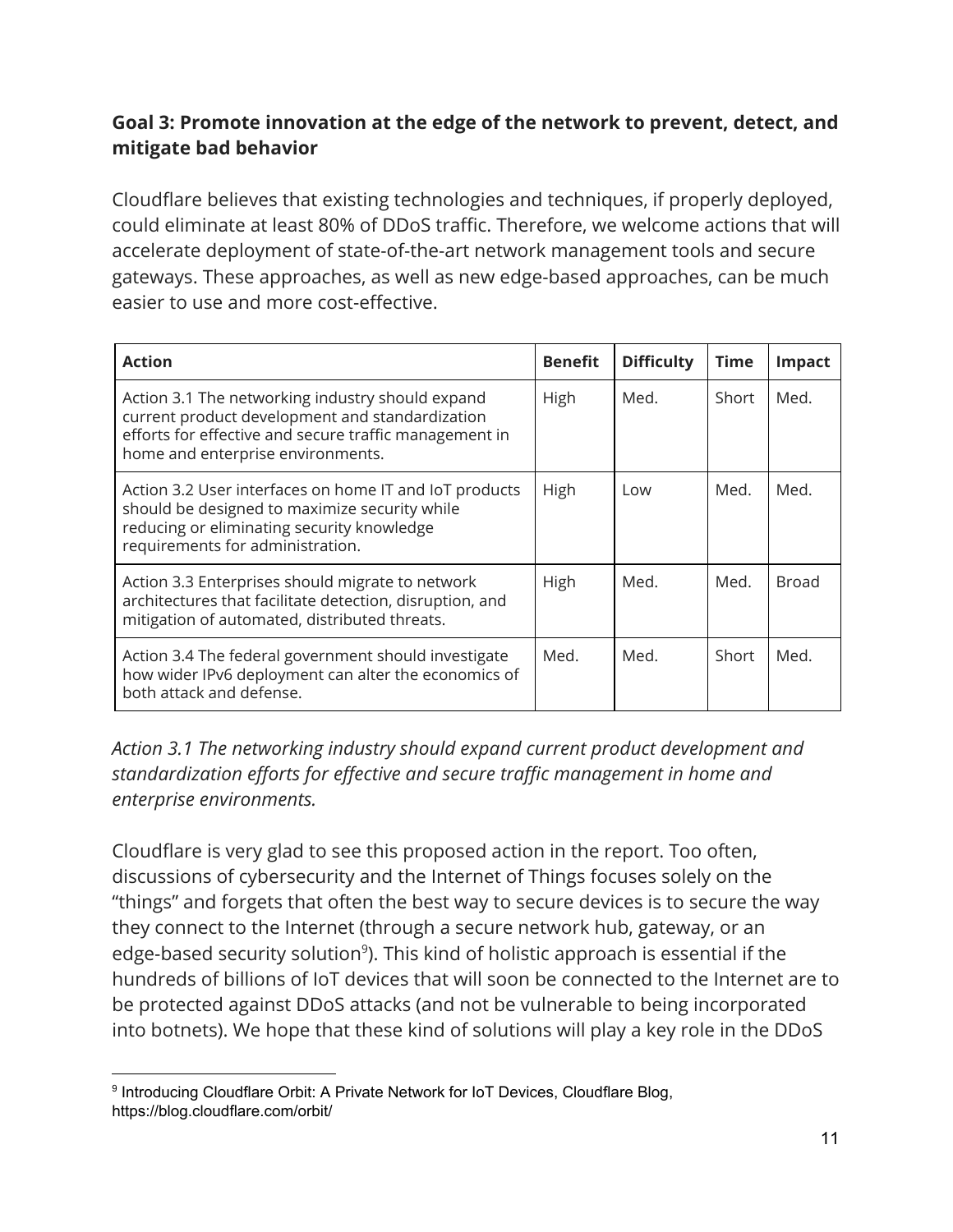**Goal 3: Promote innovation at the edge of the network to prevent, detect, and mitigate bad behavior**

Cloudflare believes that existing technologies and techniques, if properly deployed, could eliminate at least 80% of DDoS traffic. Therefore, we welcome actions that will accelerate deployment of state-of-the-art network management tools and secure gateways. These approaches, as well as new edge-based approaches, can be much easier to use and more cost-effective.

| Action | Benefit | Difficulty | Time | Impact |
|---|---|---|---|---|
| Action 3.1 The networking industry should expand current product development and standardization efforts for effective and secure traffic management in home and enterprise environments. | High | Med. | Short | Med. |
| Action 3.2 User interfaces on home IT and IoT products should be designed to maximize security while reducing or eliminating security knowledge requirements for administration. | High | Low | Med. | Med. |
| Action 3.3 Enterprises should migrate to network architectures that facilitate detection, disruption, and mitigation of automated, distributed threats. | High | Med. | Med. | Broad |
| Action 3.4 The federal government should investigate how wider IPv6 deployment can alter the economics of both attack and defense. | Med. | Med. | Short | Med. |

*Action 3.1 The networking industry should expand current product development and standardization efforts for effective and secure traffic management in home and enterprise environments.*

Cloudflare is very glad to see this proposed action in the report. Too often, discussions of cybersecurity and the Internet of Things focuses solely on the "things" and forgets that often the best way to secure devices is to secure the way they connect to the Internet (through a secure network hub, gateway, or an edge-based security solution[9]). This kind of holistic approach is essential if the hundreds of billions of IoT devices that will soon be connected to the Internet are to be protected against DDoS attacks (and not be vulnerable to being incorporated into botnets). We hope that these kind of solutions will play a key role in the DDoS

[9] Introducing Cloudflare Orbit: A Private Network for IoT Devices, Cloudflare Blog, https://blog.cloudflare.com/orbit/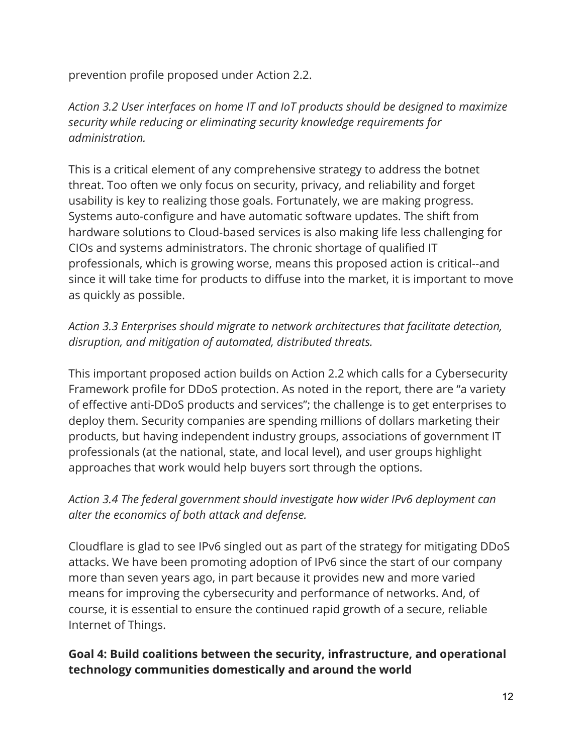prevention profile proposed under Action 2.2.

*Action 3.2 User interfaces on home IT and IoT products should be designed to maximize security while reducing or eliminating security knowledge requirements for administration.*

This is a critical element of any comprehensive strategy to address the botnet threat. Too often we only focus on security, privacy, and reliability and forget usability is key to realizing those goals. Fortunately, we are making progress. Systems auto-configure and have automatic software updates. The shift from hardware solutions to Cloud-based services is also making life less challenging for CIOs and systems administrators. The chronic shortage of qualified IT professionals, which is growing worse, means this proposed action is critical--and since it will take time for products to diffuse into the market, it is important to move as quickly as possible.

*Action 3.3 Enterprises should migrate to network architectures that facilitate detection, disruption, and mitigation of automated, distributed threats.*

This important proposed action builds on Action 2.2 which calls for a Cybersecurity Framework profile for DDoS protection. As noted in the report, there are "a variety of effective anti-DDoS products and services"; the challenge is to get enterprises to deploy them. Security companies are spending millions of dollars marketing their products, but having independent industry groups, associations of government IT professionals (at the national, state, and local level), and user groups highlight approaches that work would help buyers sort through the options.

*Action 3.4 The federal government should investigate how wider IPv6 deployment can alter the economics of both attack and defense.*

Cloudflare is glad to see IPv6 singled out as part of the strategy for mitigating DDoS attacks. We have been promoting adoption of IPv6 since the start of our company more than seven years ago, in part because it provides new and more varied means for improving the cybersecurity and performance of networks. And, of course, it is essential to ensure the continued rapid growth of a secure, reliable Internet of Things.

**Goal 4: Build coalitions between the security, infrastructure, and operational technology communities domestically and around the world**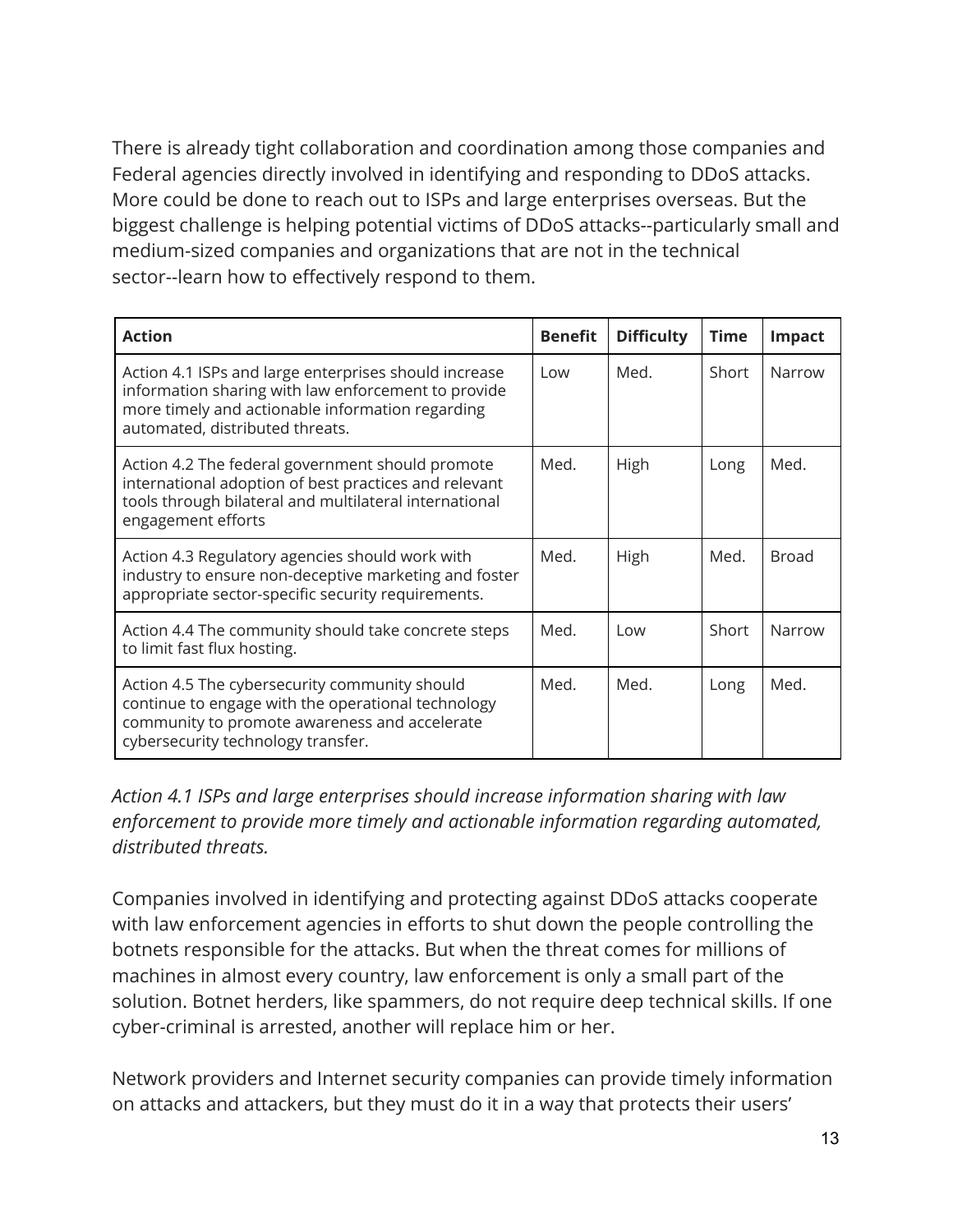There is already tight collaboration and coordination among those companies and Federal agencies directly involved in identifying and responding to DDoS attacks. More could be done to reach out to ISPs and large enterprises overseas. But the biggest challenge is helping potential victims of DDoS attacks--particularly small and medium-sized companies and organizations that are not in the technical sector--learn how to effectively respond to them.

| **Action** | **Benefit** | **Difficulty** | **Time** | **Impact** |
|---|---|---|---|---|
| Action 4.1 ISPs and large enterprises should increase information sharing with law enforcement to provide more timely and actionable information regarding automated, distributed threats. | Low | Med. | Short | Narrow |
| Action 4.2 The federal government should promote international adoption of best practices and relevant tools through bilateral and multilateral international engagement efforts | Med. | High | Long | Med. |
| Action 4.3 Regulatory agencies should work with industry to ensure non-deceptive marketing and foster appropriate sector-specific security requirements. | Med. | High | Med. | Broad |
| Action 4.4 The community should take concrete steps to limit fast flux hosting. | Med. | Low | Short | Narrow |
| Action 4.5 The cybersecurity community should continue to engage with the operational technology community to promote awareness and accelerate cybersecurity technology transfer. | Med. | Med. | Long | Med. |

*Action 4.1 ISPs and large enterprises should increase information sharing with law enforcement to provide more timely and actionable information regarding automated, distributed threats.*

Companies involved in identifying and protecting against DDoS attacks cooperate with law enforcement agencies in efforts to shut down the people controlling the botnets responsible for the attacks. But when the threat comes for millions of machines in almost every country, law enforcement is only a small part of the solution. Botnet herders, like spammers, do not require deep technical skills. If one cyber-criminal is arrested, another will replace him or her.

Network providers and Internet security companies can provide timely information on attacks and attackers, but they must do it in a way that protects their users'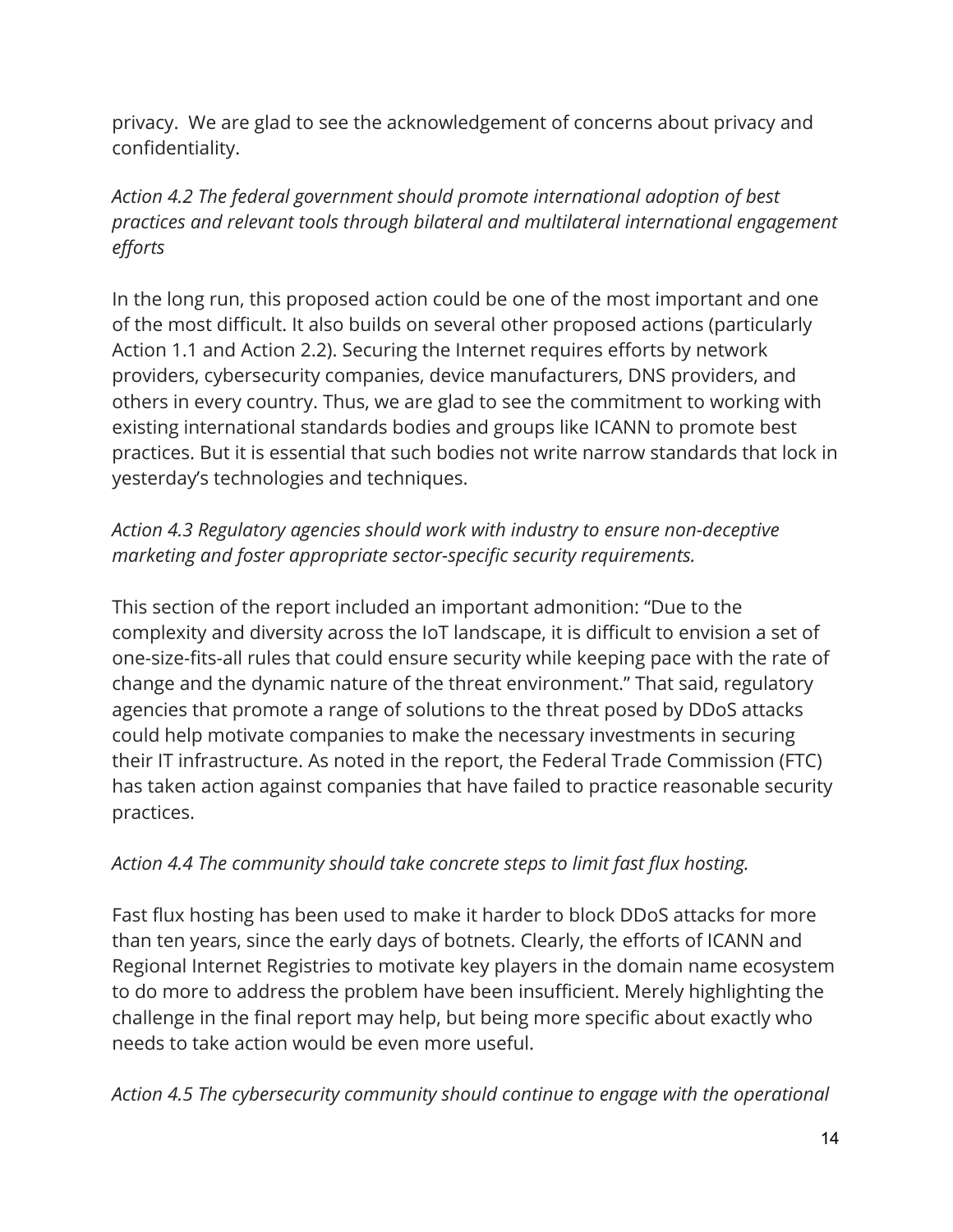privacy. We are glad to see the acknowledgement of concerns about privacy and confidentiality.

*Action 4.2 The federal government should promote international adoption of best practices and relevant tools through bilateral and multilateral international engagement efforts*

In the long run, this proposed action could be one of the most important and one of the most difficult. It also builds on several other proposed actions (particularly Action 1.1 and Action 2.2). Securing the Internet requires efforts by network providers, cybersecurity companies, device manufacturers, DNS providers, and others in every country. Thus, we are glad to see the commitment to working with existing international standards bodies and groups like ICANN to promote best practices. But it is essential that such bodies not write narrow standards that lock in yesterday's technologies and techniques.

*Action 4.3 Regulatory agencies should work with industry to ensure non-deceptive marketing and foster appropriate sector-specific security requirements.*

This section of the report included an important admonition: "Due to the complexity and diversity across the IoT landscape, it is difficult to envision a set of one-size-fits-all rules that could ensure security while keeping pace with the rate of change and the dynamic nature of the threat environment." That said, regulatory agencies that promote a range of solutions to the threat posed by DDoS attacks could help motivate companies to make the necessary investments in securing their IT infrastructure. As noted in the report, the Federal Trade Commission (FTC) has taken action against companies that have failed to practice reasonable security practices.

*Action 4.4 The community should take concrete steps to limit fast flux hosting.*

Fast flux hosting has been used to make it harder to block DDoS attacks for more than ten years, since the early days of botnets. Clearly, the efforts of ICANN and Regional Internet Registries to motivate key players in the domain name ecosystem to do more to address the problem have been insufficient. Merely highlighting the challenge in the final report may help, but being more specific about exactly who needs to take action would be even more useful.

*Action 4.5 The cybersecurity community should continue to engage with the operational*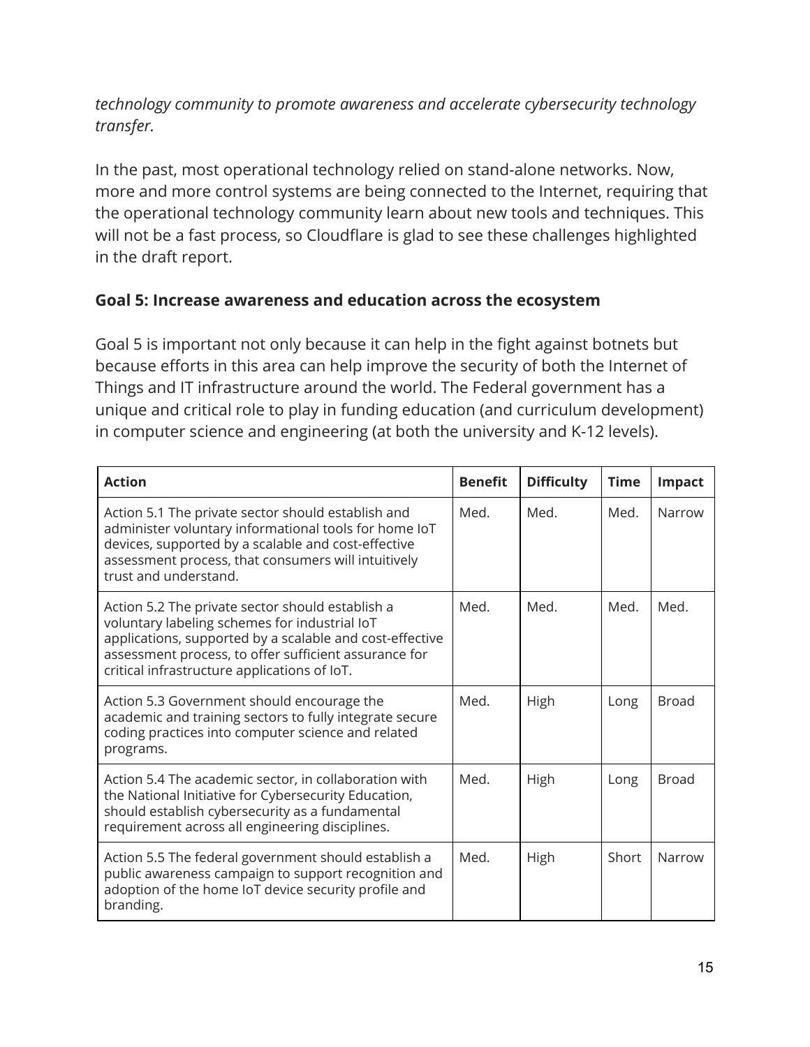*technology community to promote awareness and accelerate cybersecurity technology transfer.*

In the past, most operational technology relied on stand-alone networks. Now, more and more control systems are being connected to the Internet, requiring that the operational technology community learn about new tools and techniques. This will not be a fast process, so Cloudflare is glad to see these challenges highlighted in the draft report.

### Goal 5: Increase awareness and education across the ecosystem

Goal 5 is important not only because it can help in the fight against botnets but because efforts in this area can help improve the security of both the Internet of Things and IT infrastructure around the world. The Federal government has a unique and critical role to play in funding education (and curriculum development) in computer science and engineering (at both the university and K-12 levels).

| Action | Benefit | Difficulty | Time | Impact |
|---|---|---|---|---|
| Action 5.1 The private sector should establish and administer voluntary informational tools for home IoT devices, supported by a scalable and cost-effective assessment process, that consumers will intuitively trust and understand. | Med. | Med. | Med. | Narrow |
| Action 5.2 The private sector should establish a voluntary labeling schemes for industrial IoT applications, supported by a scalable and cost-effective assessment process, to offer sufficient assurance for critical infrastructure applications of IoT. | Med. | Med. | Med. | Med. |
| Action 5.3 Government should encourage the academic and training sectors to fully integrate secure coding practices into computer science and related programs. | Med. | High | Long | Broad |
| Action 5.4 The academic sector, in collaboration with the National Initiative for Cybersecurity Education, should establish cybersecurity as a fundamental requirement across all engineering disciplines. | Med. | High | Long | Broad |
| Action 5.5 The federal government should establish a public awareness campaign to support recognition and adoption of the home IoT device security profile and branding. | Med. | High | Short | Narrow |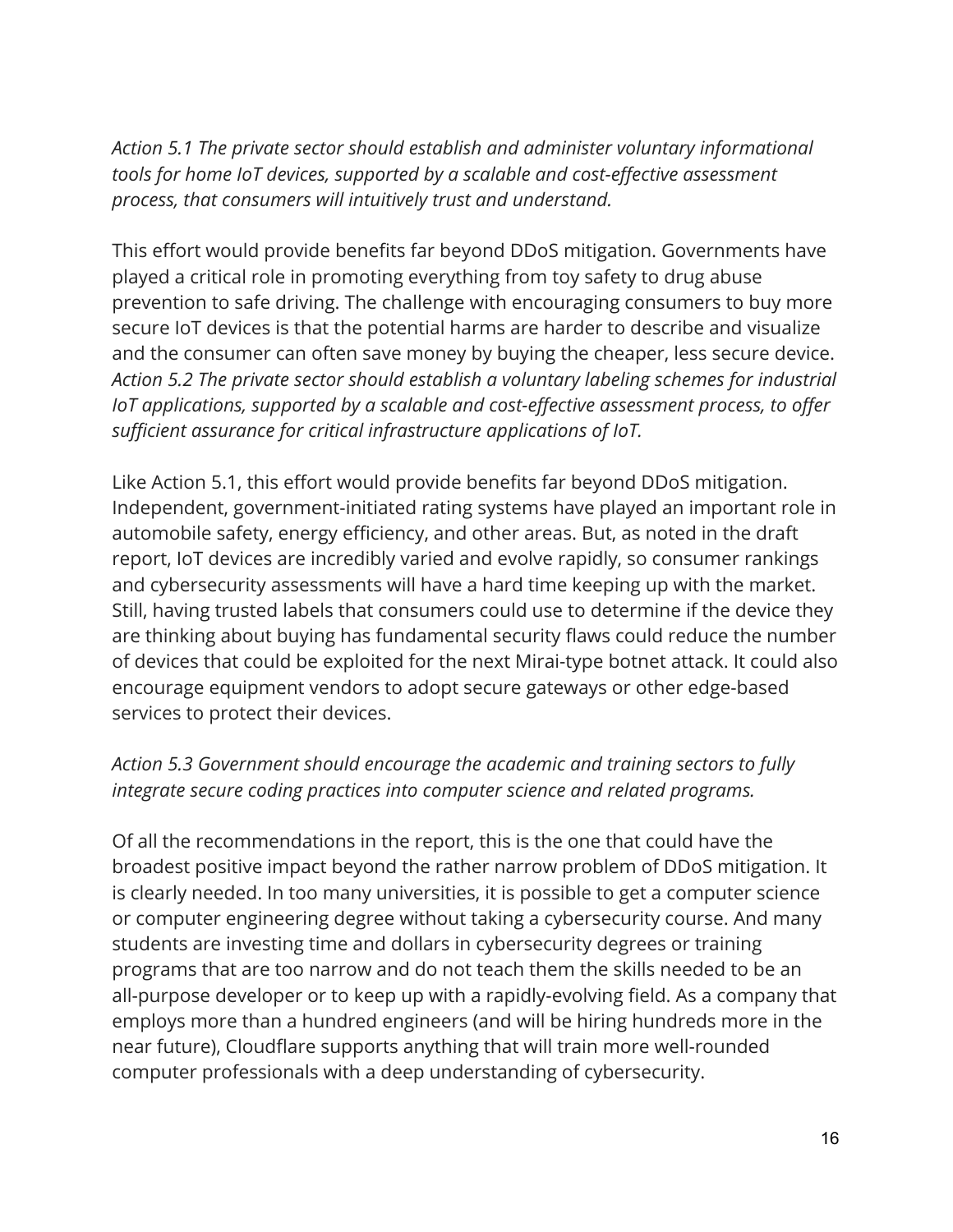*Action 5.1 The private sector should establish and administer voluntary informational tools for home IoT devices, supported by a scalable and cost-effective assessment process, that consumers will intuitively trust and understand.*

This effort would provide benefits far beyond DDoS mitigation. Governments have played a critical role in promoting everything from toy safety to drug abuse prevention to safe driving. The challenge with encouraging consumers to buy more secure IoT devices is that the potential harms are harder to describe and visualize and the consumer can often save money by buying the cheaper, less secure device.
*Action 5.2 The private sector should establish a voluntary labeling schemes for industrial IoT applications, supported by a scalable and cost-effective assessment process, to offer sufficient assurance for critical infrastructure applications of IoT.*

Like Action 5.1, this effort would provide benefits far beyond DDoS mitigation. Independent, government-initiated rating systems have played an important role in automobile safety, energy efficiency, and other areas. But, as noted in the draft report, IoT devices are incredibly varied and evolve rapidly, so consumer rankings and cybersecurity assessments will have a hard time keeping up with the market. Still, having trusted labels that consumers could use to determine if the device they are thinking about buying has fundamental security flaws could reduce the number of devices that could be exploited for the next Mirai-type botnet attack. It could also encourage equipment vendors to adopt secure gateways or other edge-based services to protect their devices.

*Action 5.3 Government should encourage the academic and training sectors to fully integrate secure coding practices into computer science and related programs.*

Of all the recommendations in the report, this is the one that could have the broadest positive impact beyond the rather narrow problem of DDoS mitigation. It is clearly needed. In too many universities, it is possible to get a computer science or computer engineering degree without taking a cybersecurity course. And many students are investing time and dollars in cybersecurity degrees or training programs that are too narrow and do not teach them the skills needed to be an all-purpose developer or to keep up with a rapidly-evolving field. As a company that employs more than a hundred engineers (and will be hiring hundreds more in the near future), Cloudflare supports anything that will train more well-rounded computer professionals with a deep understanding of cybersecurity.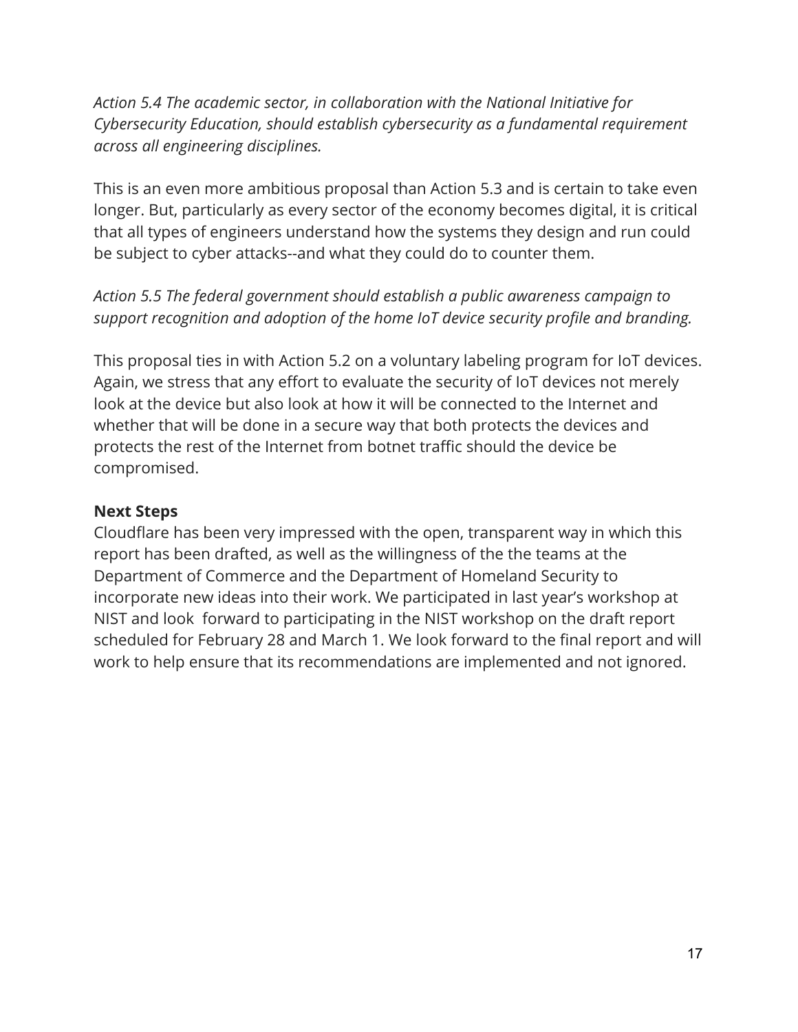*Action 5.4 The academic sector, in collaboration with the National Initiative for Cybersecurity Education, should establish cybersecurity as a fundamental requirement across all engineering disciplines.*

This is an even more ambitious proposal than Action 5.3 and is certain to take even longer. But, particularly as every sector of the economy becomes digital, it is critical that all types of engineers understand how the systems they design and run could be subject to cyber attacks--and what they could do to counter them.

*Action 5.5 The federal government should establish a public awareness campaign to support recognition and adoption of the home IoT device security profile and branding.*

This proposal ties in with Action 5.2 on a voluntary labeling program for IoT devices. Again, we stress that any effort to evaluate the security of IoT devices not merely look at the device but also look at how it will be connected to the Internet and whether that will be done in a secure way that both protects the devices and protects the rest of the Internet from botnet traffic should the device be compromised.

**Next Steps**

Cloudflare has been very impressed with the open, transparent way in which this report has been drafted, as well as the willingness of the the teams at the Department of Commerce and the Department of Homeland Security to incorporate new ideas into their work. We participated in last year's workshop at NIST and look forward to participating in the NIST workshop on the draft report scheduled for February 28 and March 1. We look forward to the final report and will work to help ensure that its recommendations are implemented and not ignored.